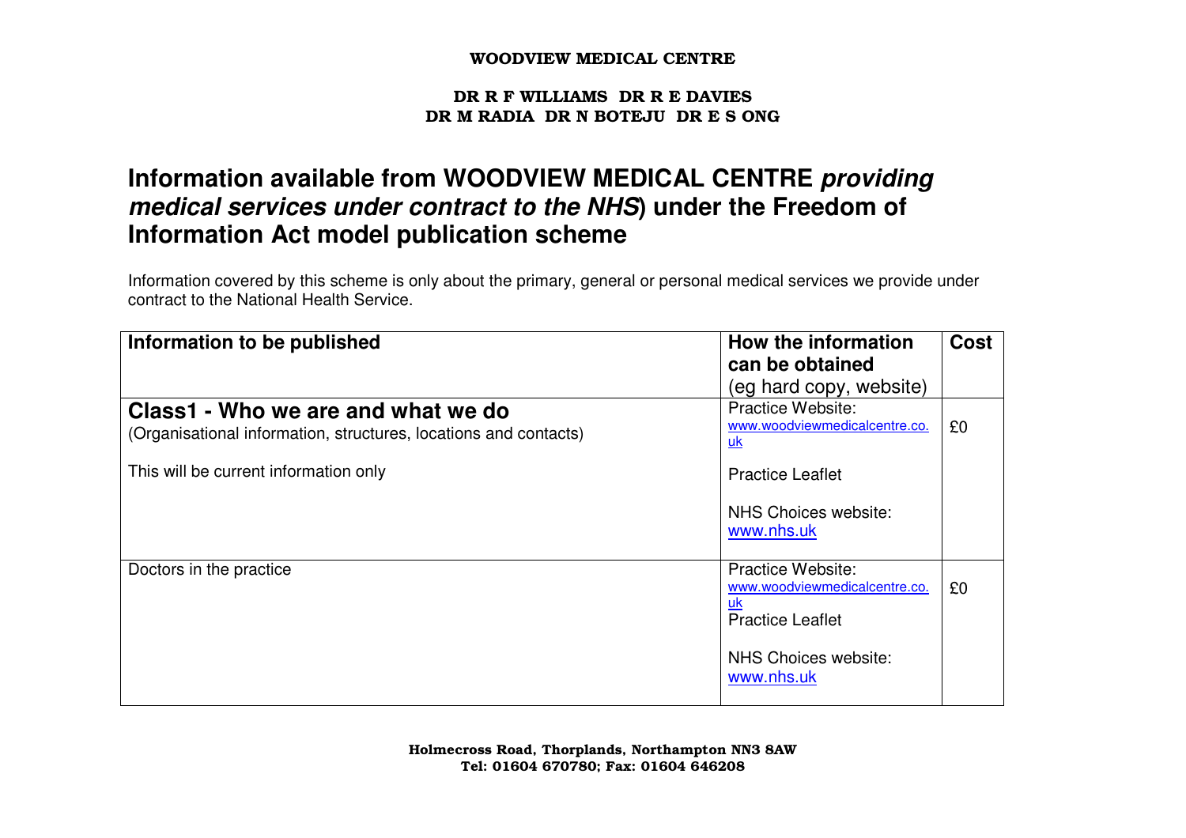**WOODVIEW MEDICAL CENTRE**

**DR R F WILLIAMS DR R E DAVIES**
**DR M RADIA DR N BOTEJU DR E S ONG**

# Information available from WOODVIEW MEDICAL CENTRE *providing medical services under contract to the NHS*) under the Freedom of Information Act model publication scheme

Information covered by this scheme is only about the primary, general or personal medical services we provide under contract to the National Health Service.

| **Information to be published** | **How the information can be obtained** (eg hard copy, website) | **Cost** |
|---|---|---|
| **Class1 - Who we are and what we do**<br>(Organisational information, structures, locations and contacts)<br><br>This will be current information only | Practice Website: www.woodviewmedicalcentre.co.uk<br><br>Practice Leaflet<br><br>NHS Choices website: www.nhs.uk | £0 |
| Doctors in the practice | Practice Website: www.woodviewmedicalcentre.co.uk<br>Practice Leaflet<br><br>NHS Choices website: www.nhs.uk | £0 |

**Holmecross Road, Thorplands, Northampton NN3 8AW**
**Tel: 01604 670780; Fax: 01604 646208**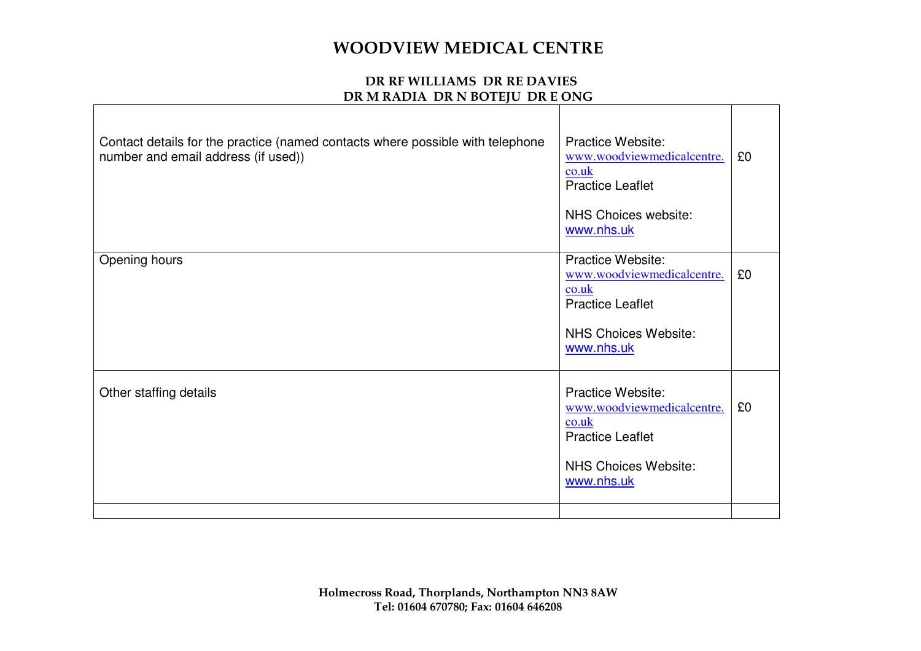# WOODVIEW MEDICAL CENTRE

**DR RF WILLIAMS DR RE DAVIES**
**DR M RADIA DR N BOTEJU DR E ONG**

| | | |
|---|---|---|
| Contact details for the practice (named contacts where possible with telephone number and email address (if used)) | Practice Website: www.woodviewmedicalcentre.co.uk<br>Practice Leaflet<br><br>NHS Choices website: www.nhs.uk | £0 |
| Opening hours | Practice Website: www.woodviewmedicalcentre.co.uk<br>Practice Leaflet<br><br>NHS Choices Website: www.nhs.uk | £0 |
| Other staffing details | Practice Website: www.woodviewmedicalcentre.co.uk<br>Practice Leaflet<br><br>NHS Choices Website: www.nhs.uk | £0 |
| | | |

**Holmecross Road, Thorplands, Northampton NN3 8AW**
**Tel: 01604 670780; Fax: 01604 646208**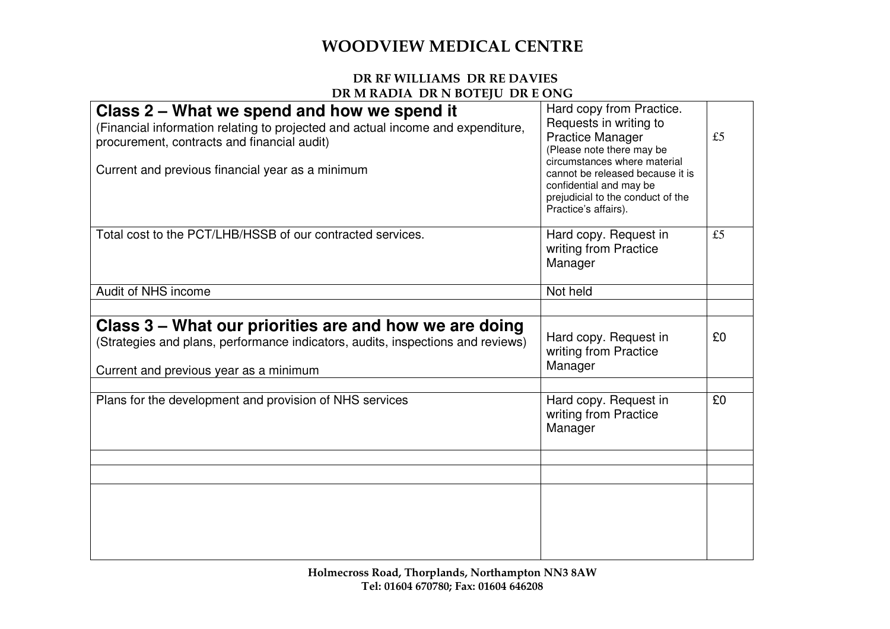# WOODVIEW MEDICAL CENTRE

**DR RF WILLIAMS DR RE DAVIES**
**DR M RADIA DR N BOTEJU DR E ONG**

| | | |
|---|---|---|
| **Class 2 – What we spend and how we spend it**<br>(Financial information relating to projected and actual income and expenditure, procurement, contracts and financial audit)<br><br>Current and previous financial year as a minimum | Hard copy from Practice. Requests in writing to Practice Manager<br>(Please note there may be circumstances where material cannot be released because it is confidential and may be prejudicial to the conduct of the Practice's affairs). | £5 |
| Total cost to the PCT/LHB/HSSB of our contracted services. | Hard copy. Request in writing from Practice Manager | £5 |
| Audit of NHS income | Not held | |
| | | |
| **Class 3 – What our priorities are and how we are doing**<br>(Strategies and plans, performance indicators, audits, inspections and reviews)<br><br>Current and previous year as a minimum | Hard copy. Request in writing from Practice Manager | £0 |
| | | |
| Plans for the development and provision of NHS services | Hard copy. Request in writing from Practice Manager | £0 |
| | | |
| | | |
| | | |

Holmecross Road, Thorplands, Northampton NN3 8AW
Tel: 01604 670780; Fax: 01604 646208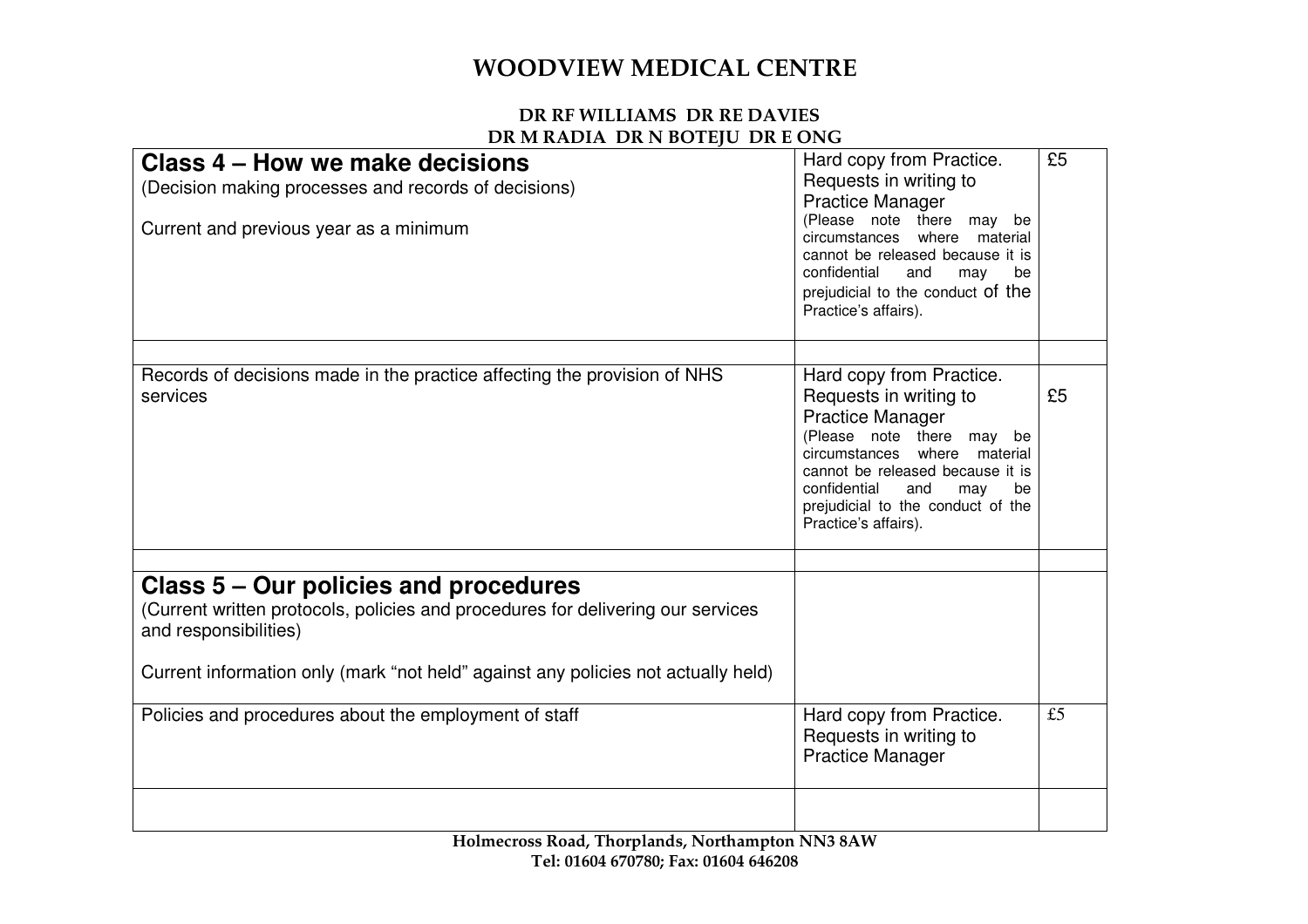| **Class 4 – How we make decisions**<br>(Decision making processes and records of decisions)<br><br>Current and previous year as a minimum | Hard copy from Practice. Requests in writing to Practice Manager<br>(Please note there may be circumstances where material cannot be released because it is confidential and may be prejudicial to the conduct of the Practice's affairs). | £5 |
|---|---|---|
| | | |
| Records of decisions made in the practice affecting the provision of NHS services | Hard copy from Practice. Requests in writing to Practice Manager<br>(Please note there may be circumstances where material cannot be released because it is confidential and may be prejudicial to the conduct of the Practice's affairs). | £5 |
| | | |
| **Class 5 – Our policies and procedures**<br>(Current written protocols, policies and procedures for delivering our services and responsibilities)<br><br>Current information only (mark "not held" against any policies not actually held) | | |
| Policies and procedures about the employment of staff | Hard copy from Practice. Requests in writing to Practice Manager | £5 |
| | | |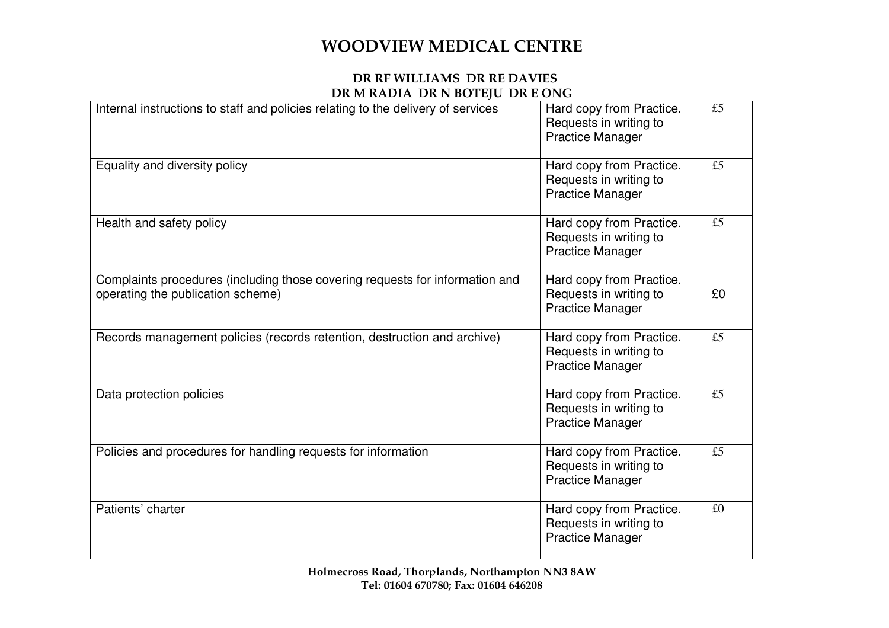| | | |
|---|---|---|
| Internal instructions to staff and policies relating to the delivery of services | Hard copy from Practice. Requests in writing to Practice Manager | £5 |
| Equality and diversity policy | Hard copy from Practice. Requests in writing to Practice Manager | £5 |
| Health and safety policy | Hard copy from Practice. Requests in writing to Practice Manager | £5 |
| Complaints procedures (including those covering requests for information and operating the publication scheme) | Hard copy from Practice. Requests in writing to Practice Manager | £0 |
| Records management policies (records retention, destruction and archive) | Hard copy from Practice. Requests in writing to Practice Manager | £5 |
| Data protection policies | Hard copy from Practice. Requests in writing to Practice Manager | £5 |
| Policies and procedures for handling requests for information | Hard copy from Practice. Requests in writing to Practice Manager | £5 |
| Patients' charter | Hard copy from Practice. Requests in writing to Practice Manager | £0 |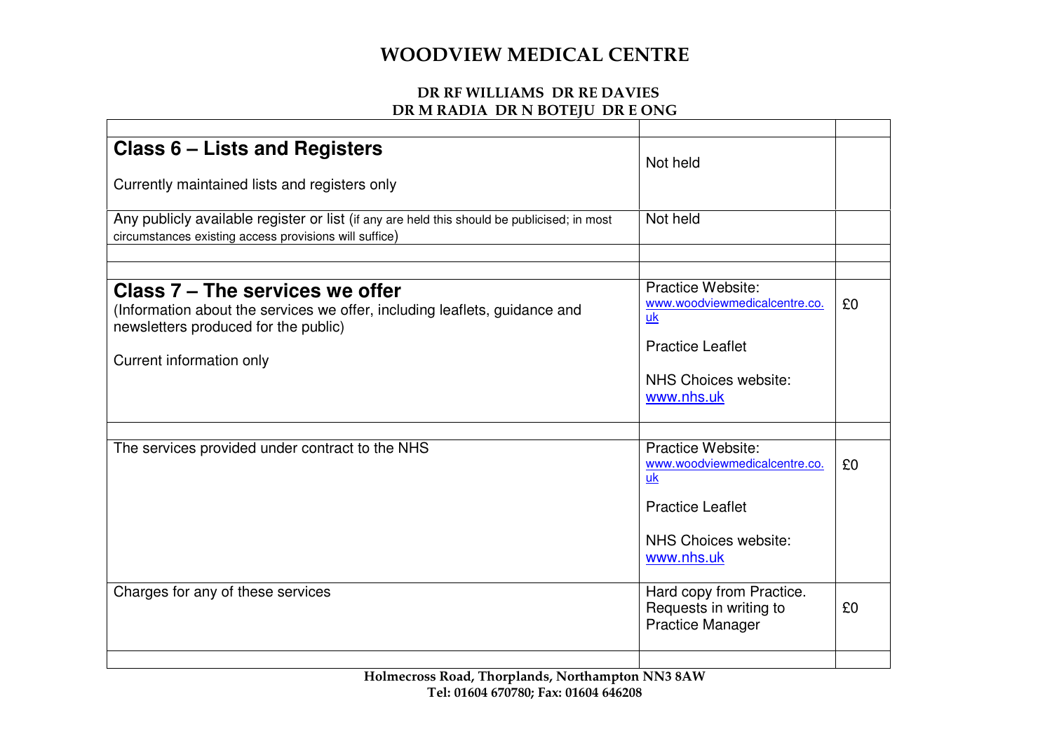# WOODVIEW MEDICAL CENTRE

**DR RF WILLIAMS DR RE DAVIES**
**DR M RADIA DR N BOTEJU DR E ONG**

| | | |
|---|---|---|
| **Class 6 – Lists and Registers**<br><br>Currently maintained lists and registers only | Not held | |
| Any publicly available register or list (if any are held this should be publicised; in most circumstances existing access provisions will suffice) | Not held | |
| | | |
| | | |
| **Class 7 – The services we offer**<br>(Information about the services we offer, including leaflets, guidance and newsletters produced for the public)<br><br>Current information only | Practice Website: www.woodviewmedicalcentre.co.uk<br><br>Practice Leaflet<br><br>NHS Choices website: www.nhs.uk | £0 |
| | | |
| The services provided under contract to the NHS | Practice Website: www.woodviewmedicalcentre.co.uk<br><br>Practice Leaflet<br><br>NHS Choices website: www.nhs.uk | £0 |
| Charges for any of these services | Hard copy from Practice. Requests in writing to Practice Manager | £0 |
| | | |

**Holmecross Road, Thorplands, Northampton NN3 8AW**
**Tel: 01604 670780; Fax: 01604 646208**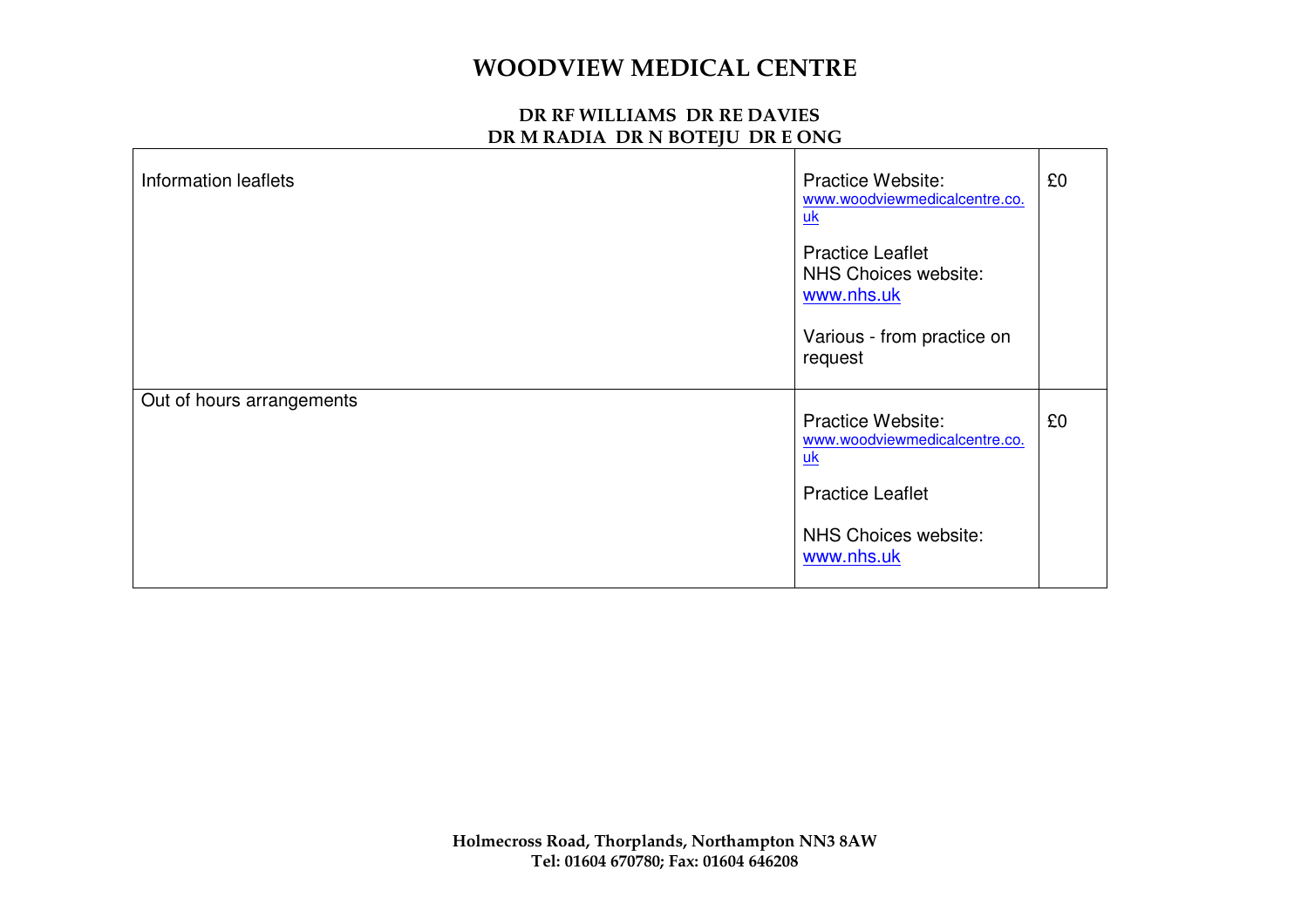| | | |
|---|---|---|
| Information leaflets | Practice Website: www.woodviewmedicalcentre.co.uk<br><br>Practice Leaflet<br>NHS Choices website: www.nhs.uk<br><br>Various - from practice on request | £0 |
| Out of hours arrangements | Practice Website: www.woodviewmedicalcentre.co.uk<br><br>Practice Leaflet<br><br>NHS Choices website: www.nhs.uk | £0 |